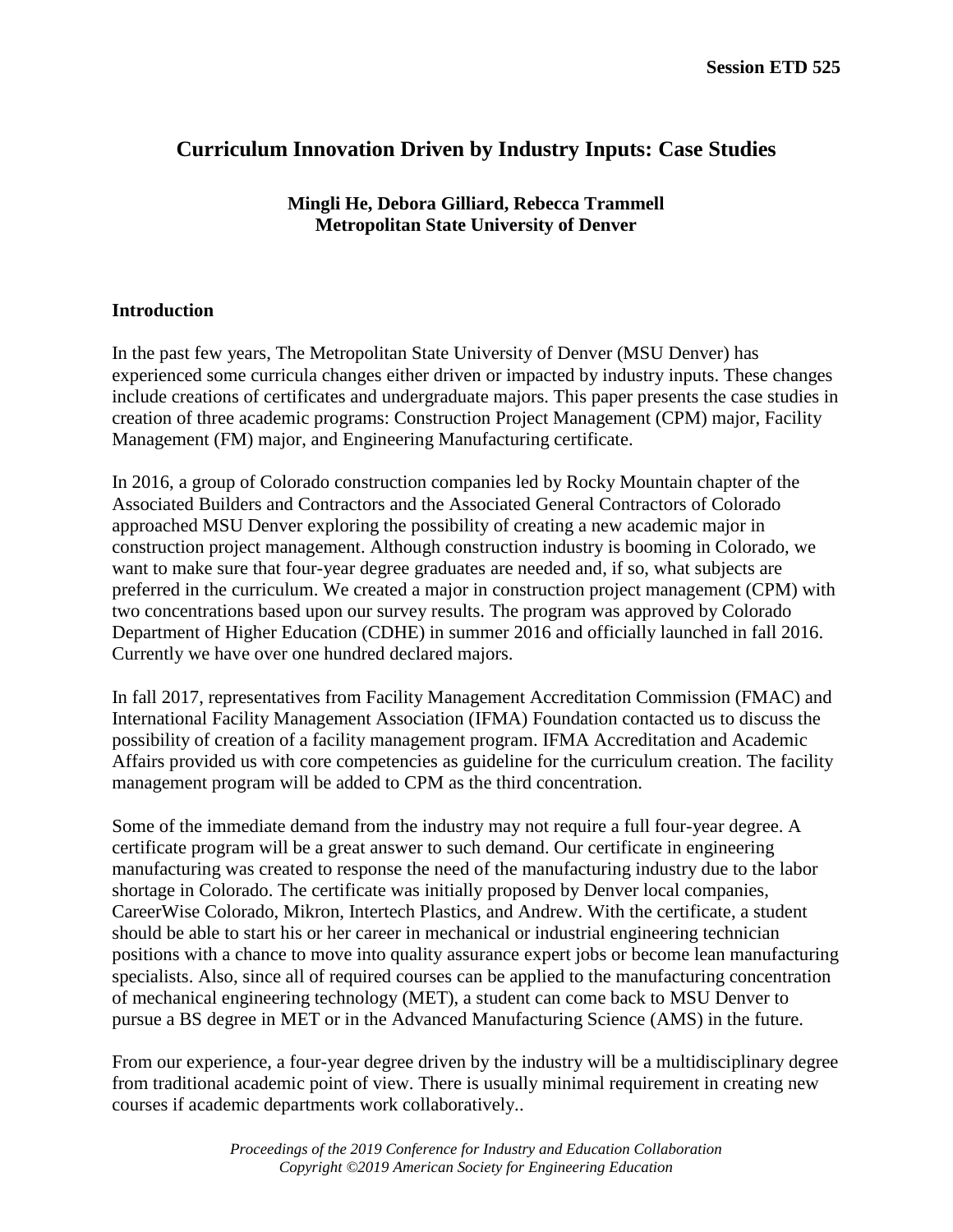# Curriculum Innovation Driven by Industry Inputs: Case Studies

**Mingli He, Debora Gilliard, Rebecca Trammell**
**Metropolitan State University of Denver**

## Introduction

In the past few years, The Metropolitan State University of Denver (MSU Denver) has experienced some curricula changes either driven or impacted by industry inputs. These changes include creations of certificates and undergraduate majors. This paper presents the case studies in creation of three academic programs: Construction Project Management (CPM) major, Facility Management (FM) major, and Engineering Manufacturing certificate.

In 2016, a group of Colorado construction companies led by Rocky Mountain chapter of the Associated Builders and Contractors and the Associated General Contractors of Colorado approached MSU Denver exploring the possibility of creating a new academic major in construction project management. Although construction industry is booming in Colorado, we want to make sure that four-year degree graduates are needed and, if so, what subjects are preferred in the curriculum. We created a major in construction project management (CPM) with two concentrations based upon our survey results. The program was approved by Colorado Department of Higher Education (CDHE) in summer 2016 and officially launched in fall 2016. Currently we have over one hundred declared majors.

In fall 2017, representatives from Facility Management Accreditation Commission (FMAC) and International Facility Management Association (IFMA) Foundation contacted us to discuss the possibility of creation of a facility management program. IFMA Accreditation and Academic Affairs provided us with core competencies as guideline for the curriculum creation. The facility management program will be added to CPM as the third concentration.

Some of the immediate demand from the industry may not require a full four-year degree. A certificate program will be a great answer to such demand. Our certificate in engineering manufacturing was created to response the need of the manufacturing industry due to the labor shortage in Colorado. The certificate was initially proposed by Denver local companies, CareerWise Colorado, Mikron, Intertech Plastics, and Andrew. With the certificate, a student should be able to start his or her career in mechanical or industrial engineering technician positions with a chance to move into quality assurance expert jobs or become lean manufacturing specialists. Also, since all of required courses can be applied to the manufacturing concentration of mechanical engineering technology (MET), a student can come back to MSU Denver to pursue a BS degree in MET or in the Advanced Manufacturing Science (AMS) in the future.

From our experience, a four-year degree driven by the industry will be a multidisciplinary degree from traditional academic point of view. There is usually minimal requirement in creating new courses if academic departments work collaboratively..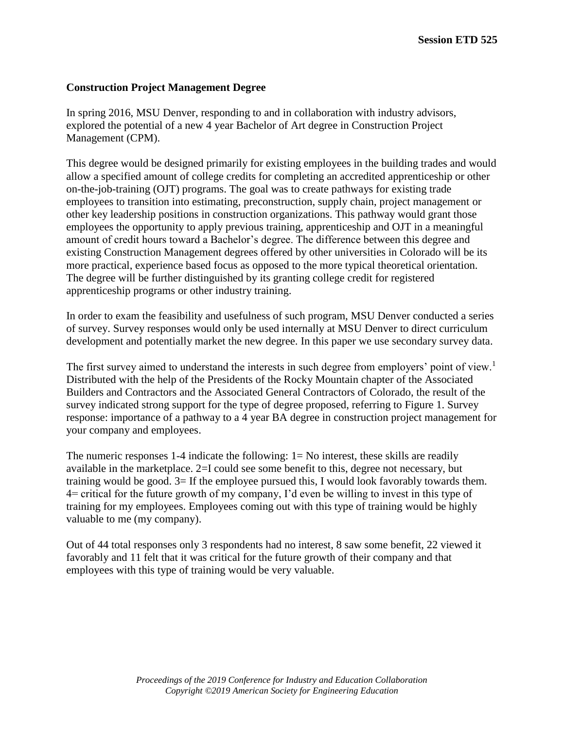### Construction Project Management Degree

In spring 2016, MSU Denver, responding to and in collaboration with industry advisors, explored the potential of a new 4 year Bachelor of Art degree in Construction Project Management (CPM).

This degree would be designed primarily for existing employees in the building trades and would allow a specified amount of college credits for completing an accredited apprenticeship or other on-the-job-training (OJT) programs. The goal was to create pathways for existing trade employees to transition into estimating, preconstruction, supply chain, project management or other key leadership positions in construction organizations. This pathway would grant those employees the opportunity to apply previous training, apprenticeship and OJT in a meaningful amount of credit hours toward a Bachelor's degree. The difference between this degree and existing Construction Management degrees offered by other universities in Colorado will be its more practical, experience based focus as opposed to the more typical theoretical orientation. The degree will be further distinguished by its granting college credit for registered apprenticeship programs or other industry training.

In order to exam the feasibility and usefulness of such program, MSU Denver conducted a series of survey. Survey responses would only be used internally at MSU Denver to direct curriculum development and potentially market the new degree. In this paper we use secondary survey data.

The first survey aimed to understand the interests in such degree from employers' point of view.[1] Distributed with the help of the Presidents of the Rocky Mountain chapter of the Associated Builders and Contractors and the Associated General Contractors of Colorado, the result of the survey indicated strong support for the type of degree proposed, referring to Figure 1. Survey response: importance of a pathway to a 4 year BA degree in construction project management for your company and employees.

The numeric responses 1-4 indicate the following: 1= No interest, these skills are readily available in the marketplace. 2=I could see some benefit to this, degree not necessary, but training would be good. 3= If the employee pursued this, I would look favorably towards them. 4= critical for the future growth of my company, I'd even be willing to invest in this type of training for my employees. Employees coming out with this type of training would be highly valuable to me (my company).

Out of 44 total responses only 3 respondents had no interest, 8 saw some benefit, 22 viewed it favorably and 11 felt that it was critical for the future growth of their company and that employees with this type of training would be very valuable.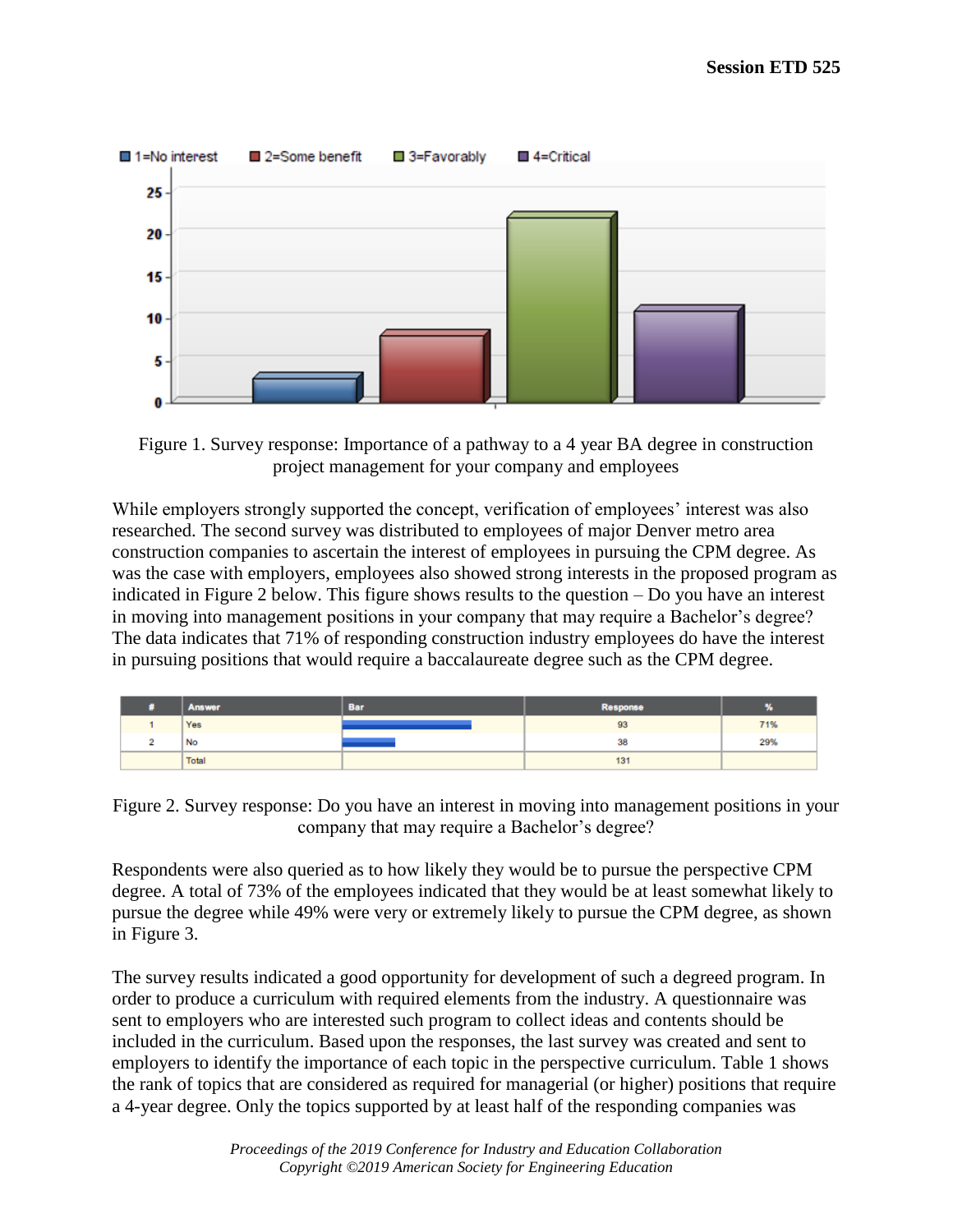Figure 1. Survey response: Importance of a pathway to a 4 year BA degree in construction project management for your company and employees

While employers strongly supported the concept, verification of employees' interest was also researched. The second survey was distributed to employees of major Denver metro area construction companies to ascertain the interest of employees in pursuing the CPM degree. As was the case with employers, employees also showed strong interests in the proposed program as indicated in Figure 2 below. This figure shows results to the question – Do you have an interest in moving into management positions in your company that may require a Bachelor's degree? The data indicates that 71% of responding construction industry employees do have the interest in pursuing positions that would require a baccalaureate degree such as the CPM degree.

| # | Answer | Bar | Response | % |
|---|---|---|---|---|
| 1 | Yes | | 93 | 71% |
| 2 | No | | 38 | 29% |
| | Total | | 131 | |

Figure 2. Survey response: Do you have an interest in moving into management positions in your company that may require a Bachelor's degree?

Respondents were also queried as to how likely they would be to pursue the perspective CPM degree. A total of 73% of the employees indicated that they would be at least somewhat likely to pursue the degree while 49% were very or extremely likely to pursue the CPM degree, as shown in Figure 3.

The survey results indicated a good opportunity for development of such a degreed program. In order to produce a curriculum with required elements from the industry. A questionnaire was sent to employers who are interested such program to collect ideas and contents should be included in the curriculum. Based upon the responses, the last survey was created and sent to employers to identify the importance of each topic in the perspective curriculum. Table 1 shows the rank of topics that are considered as required for managerial (or higher) positions that require a 4-year degree. Only the topics supported by at least half of the responding companies was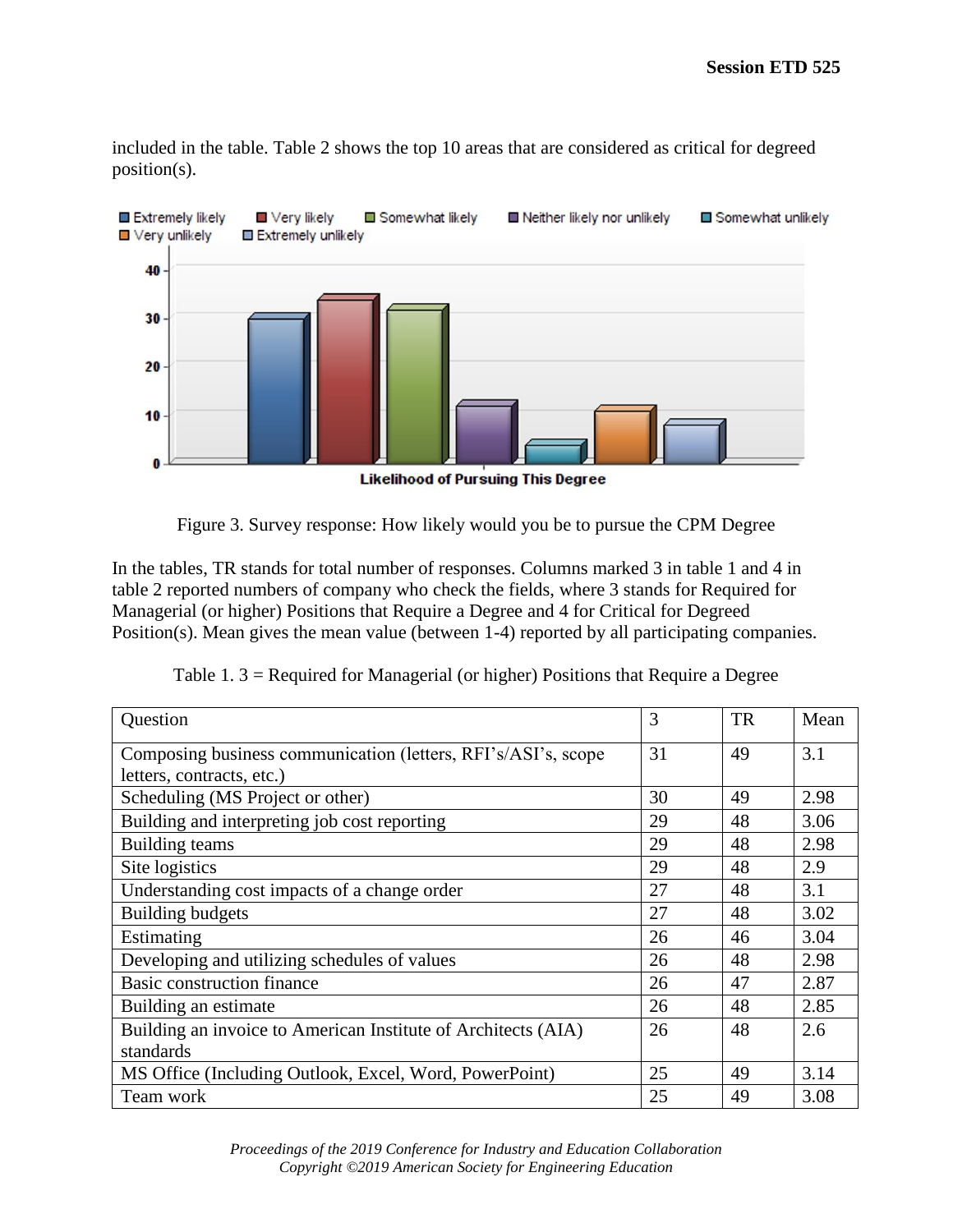included in the table. Table 2 shows the top 10 areas that are considered as critical for degreed position(s).

Figure 3. Survey response: How likely would you be to pursue the CPM Degree

In the tables, TR stands for total number of responses. Columns marked 3 in table 1 and 4 in table 2 reported numbers of company who check the fields, where 3 stands for Required for Managerial (or higher) Positions that Require a Degree and 4 for Critical for Degreed Position(s). Mean gives the mean value (between 1-4) reported by all participating companies.

Table 1. 3 = Required for Managerial (or higher) Positions that Require a Degree

| Question | 3 | TR | Mean |
|---|---|---|---|
| Composing business communication (letters, RFI's/ASI's, scope letters, contracts, etc.) | 31 | 49 | 3.1 |
| Scheduling (MS Project or other) | 30 | 49 | 2.98 |
| Building and interpreting job cost reporting | 29 | 48 | 3.06 |
| Building teams | 29 | 48 | 2.98 |
| Site logistics | 29 | 48 | 2.9 |
| Understanding cost impacts of a change order | 27 | 48 | 3.1 |
| Building budgets | 27 | 48 | 3.02 |
| Estimating | 26 | 46 | 3.04 |
| Developing and utilizing schedules of values | 26 | 48 | 2.98 |
| Basic construction finance | 26 | 47 | 2.87 |
| Building an estimate | 26 | 48 | 2.85 |
| Building an invoice to American Institute of Architects (AIA) standards | 26 | 48 | 2.6 |
| MS Office (Including Outlook, Excel, Word, PowerPoint) | 25 | 49 | 3.14 |
| Team work | 25 | 49 | 3.08 |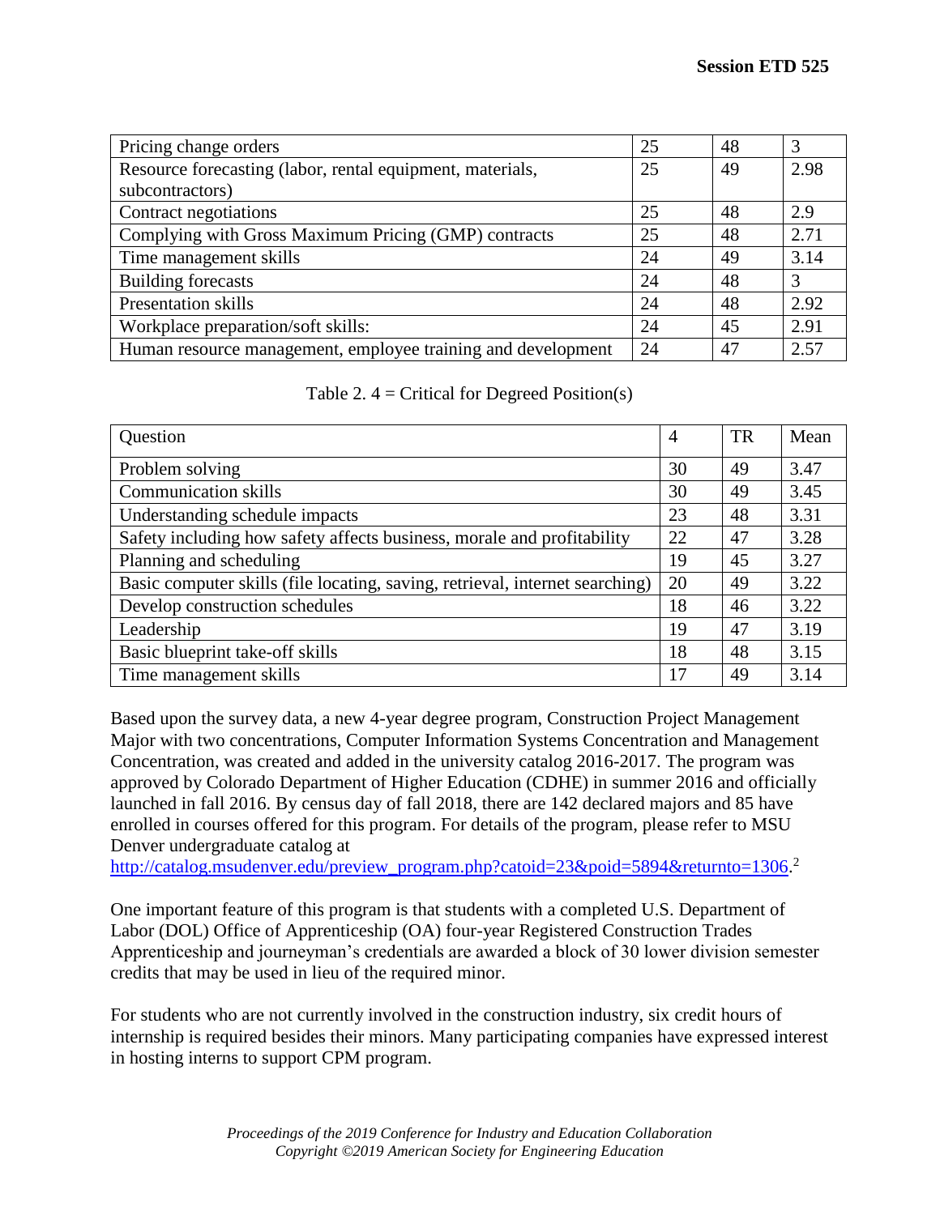| | | | |
|---|---|---|---|
| Pricing change orders | 25 | 48 | 3 |
| Resource forecasting (labor, rental equipment, materials, subcontractors) | 25 | 49 | 2.98 |
| Contract negotiations | 25 | 48 | 2.9 |
| Complying with Gross Maximum Pricing (GMP) contracts | 25 | 48 | 2.71 |
| Time management skills | 24 | 49 | 3.14 |
| Building forecasts | 24 | 48 | 3 |
| Presentation skills | 24 | 48 | 2.92 |
| Workplace preparation/soft skills: | 24 | 45 | 2.91 |
| Human resource management, employee training and development | 24 | 47 | 2.57 |

Table 2. 4 = Critical for Degreed Position(s)

| Question | 4 | TR | Mean |
|---|---|---|---|
| Problem solving | 30 | 49 | 3.47 |
| Communication skills | 30 | 49 | 3.45 |
| Understanding schedule impacts | 23 | 48 | 3.31 |
| Safety including how safety affects business, morale and profitability | 22 | 47 | 3.28 |
| Planning and scheduling | 19 | 45 | 3.27 |
| Basic computer skills (file locating, saving, retrieval, internet searching) | 20 | 49 | 3.22 |
| Develop construction schedules | 18 | 46 | 3.22 |
| Leadership | 19 | 47 | 3.19 |
| Basic blueprint take-off skills | 18 | 48 | 3.15 |
| Time management skills | 17 | 49 | 3.14 |

Based upon the survey data, a new 4-year degree program, Construction Project Management Major with two concentrations, Computer Information Systems Concentration and Management Concentration, was created and added in the university catalog 2016-2017. The program was approved by Colorado Department of Higher Education (CDHE) in summer 2016 and officially launched in fall 2016. By census day of fall 2018, there are 142 declared majors and 85 have enrolled in courses offered for this program. For details of the program, please refer to MSU Denver undergraduate catalog at http://catalog.msudenver.edu/preview_program.php?catoid=23&poid=5894&returnto=1306.[2]

One important feature of this program is that students with a completed U.S. Department of Labor (DOL) Office of Apprenticeship (OA) four-year Registered Construction Trades Apprenticeship and journeyman's credentials are awarded a block of 30 lower division semester credits that may be used in lieu of the required minor.

For students who are not currently involved in the construction industry, six credit hours of internship is required besides their minors. Many participating companies have expressed interest in hosting interns to support CPM program.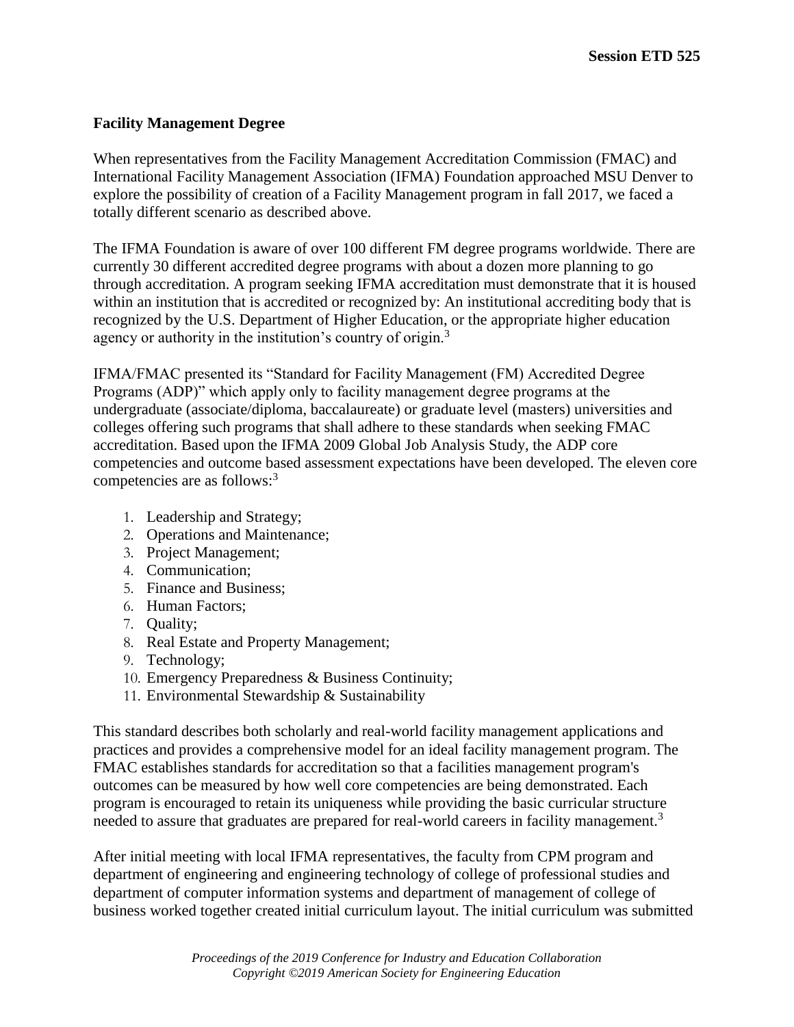**Facility Management Degree**

When representatives from the Facility Management Accreditation Commission (FMAC) and International Facility Management Association (IFMA) Foundation approached MSU Denver to explore the possibility of creation of a Facility Management program in fall 2017, we faced a totally different scenario as described above.

The IFMA Foundation is aware of over 100 different FM degree programs worldwide. There are currently 30 different accredited degree programs with about a dozen more planning to go through accreditation. A program seeking IFMA accreditation must demonstrate that it is housed within an institution that is accredited or recognized by: An institutional accrediting body that is recognized by the U.S. Department of Higher Education, or the appropriate higher education agency or authority in the institution's country of origin.[3]

IFMA/FMAC presented its "Standard for Facility Management (FM) Accredited Degree Programs (ADP)" which apply only to facility management degree programs at the undergraduate (associate/diploma, baccalaureate) or graduate level (masters) universities and colleges offering such programs that shall adhere to these standards when seeking FMAC accreditation. Based upon the IFMA 2009 Global Job Analysis Study, the ADP core competencies and outcome based assessment expectations have been developed. The eleven core competencies are as follows:[3]

1. Leadership and Strategy;
2. Operations and Maintenance;
3. Project Management;
4. Communication;
5. Finance and Business;
6. Human Factors;
7. Quality;
8. Real Estate and Property Management;
9. Technology;
10. Emergency Preparedness & Business Continuity;
11. Environmental Stewardship & Sustainability

This standard describes both scholarly and real-world facility management applications and practices and provides a comprehensive model for an ideal facility management program. The FMAC establishes standards for accreditation so that a facilities management program's outcomes can be measured by how well core competencies are being demonstrated. Each program is encouraged to retain its uniqueness while providing the basic curricular structure needed to assure that graduates are prepared for real-world careers in facility management.[3]

After initial meeting with local IFMA representatives, the faculty from CPM program and department of engineering and engineering technology of college of professional studies and department of computer information systems and department of management of college of business worked together created initial curriculum layout. The initial curriculum was submitted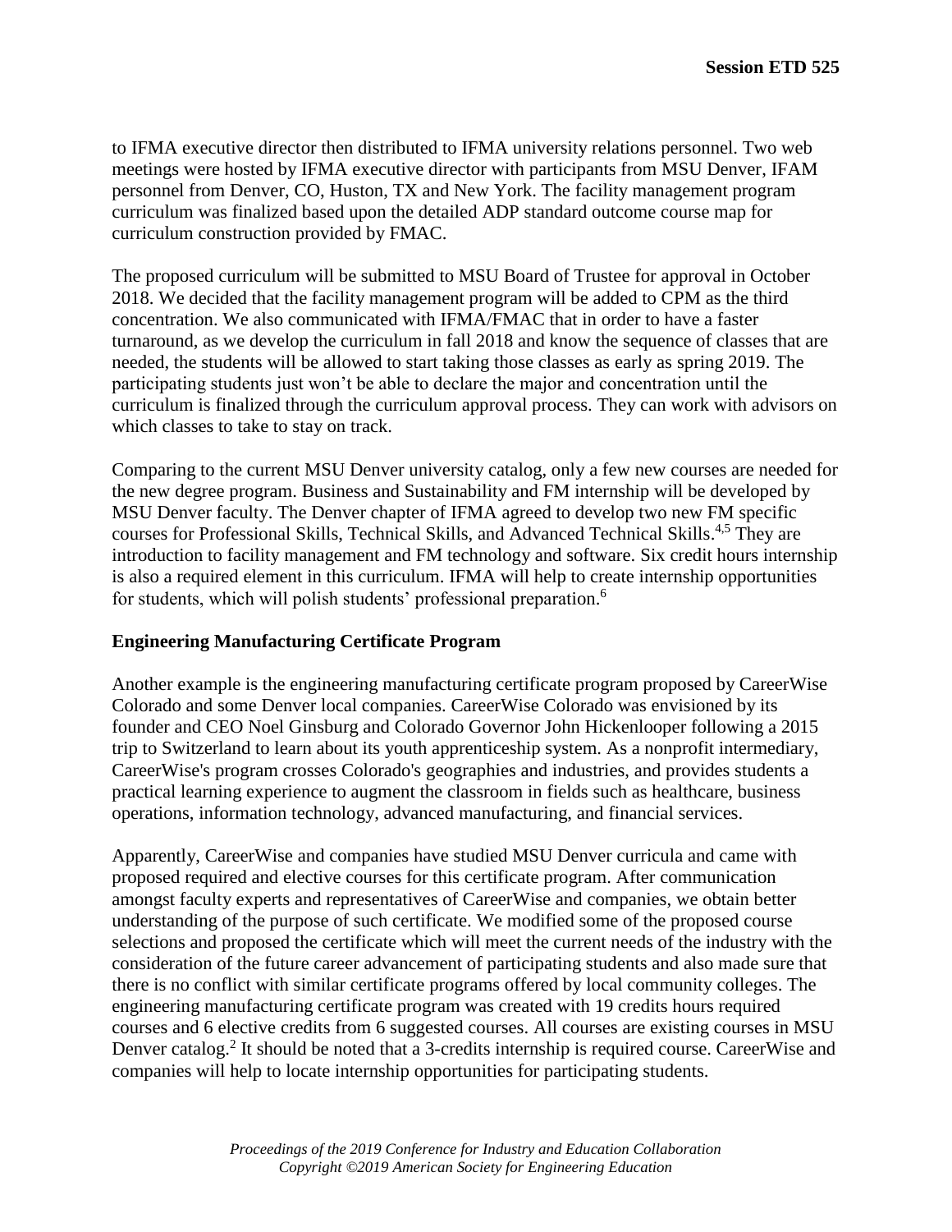to IFMA executive director then distributed to IFMA university relations personnel. Two web meetings were hosted by IFMA executive director with participants from MSU Denver, IFAM personnel from Denver, CO, Huston, TX and New York. The facility management program curriculum was finalized based upon the detailed ADP standard outcome course map for curriculum construction provided by FMAC.

The proposed curriculum will be submitted to MSU Board of Trustee for approval in October 2018. We decided that the facility management program will be added to CPM as the third concentration. We also communicated with IFMA/FMAC that in order to have a faster turnaround, as we develop the curriculum in fall 2018 and know the sequence of classes that are needed, the students will be allowed to start taking those classes as early as spring 2019. The participating students just won't be able to declare the major and concentration until the curriculum is finalized through the curriculum approval process. They can work with advisors on which classes to take to stay on track.

Comparing to the current MSU Denver university catalog, only a few new courses are needed for the new degree program. Business and Sustainability and FM internship will be developed by MSU Denver faculty. The Denver chapter of IFMA agreed to develop two new FM specific courses for Professional Skills, Technical Skills, and Advanced Technical Skills.[4,5] They are introduction to facility management and FM technology and software. Six credit hours internship is also a required element in this curriculum. IFMA will help to create internship opportunities for students, which will polish students' professional preparation.[6]

**Engineering Manufacturing Certificate Program**

Another example is the engineering manufacturing certificate program proposed by CareerWise Colorado and some Denver local companies. CareerWise Colorado was envisioned by its founder and CEO Noel Ginsburg and Colorado Governor John Hickenlooper following a 2015 trip to Switzerland to learn about its youth apprenticeship system. As a nonprofit intermediary, CareerWise's program crosses Colorado's geographies and industries, and provides students a practical learning experience to augment the classroom in fields such as healthcare, business operations, information technology, advanced manufacturing, and financial services.

Apparently, CareerWise and companies have studied MSU Denver curricula and came with proposed required and elective courses for this certificate program. After communication amongst faculty experts and representatives of CareerWise and companies, we obtain better understanding of the purpose of such certificate. We modified some of the proposed course selections and proposed the certificate which will meet the current needs of the industry with the consideration of the future career advancement of participating students and also made sure that there is no conflict with similar certificate programs offered by local community colleges. The engineering manufacturing certificate program was created with 19 credits hours required courses and 6 elective credits from 6 suggested courses. All courses are existing courses in MSU Denver catalog.[2] It should be noted that a 3-credits internship is required course. CareerWise and companies will help to locate internship opportunities for participating students.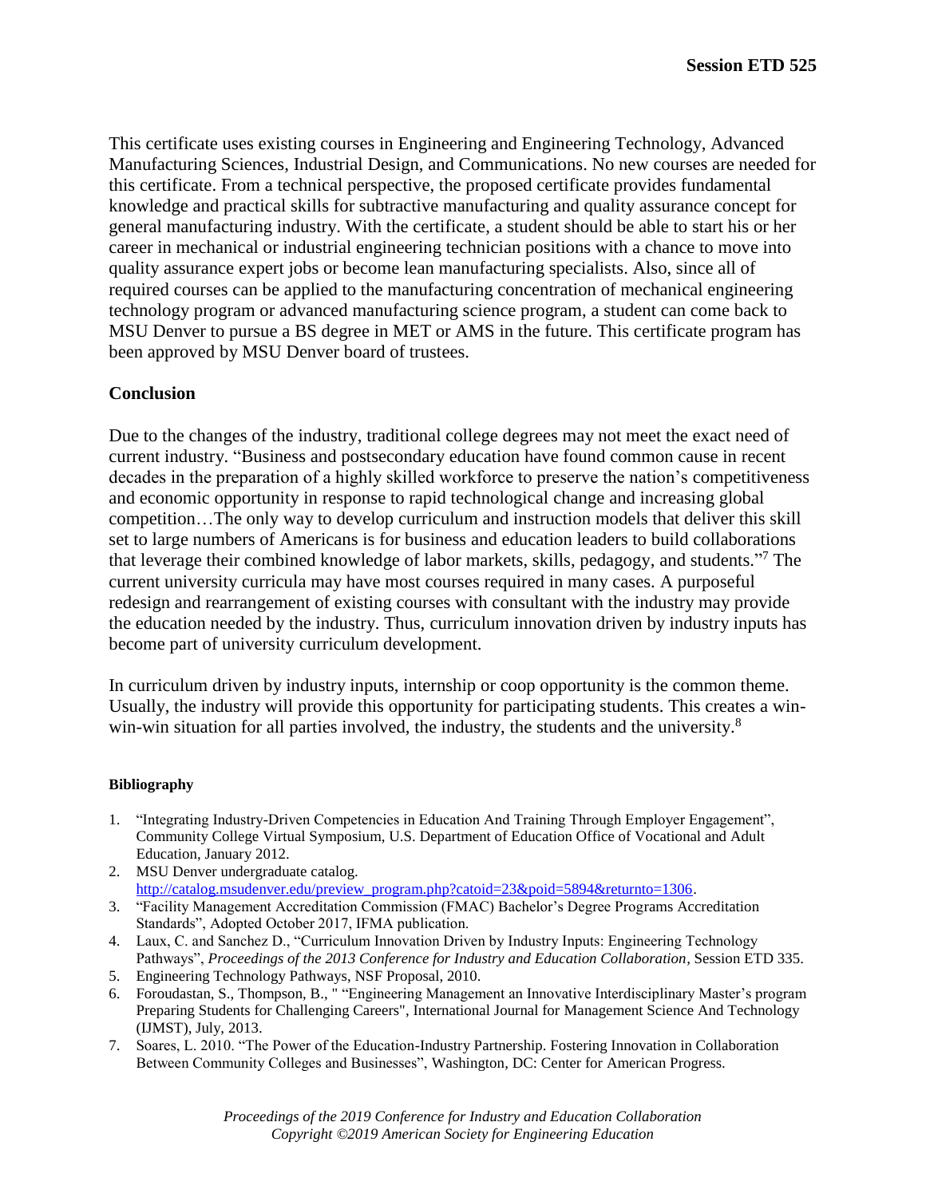This certificate uses existing courses in Engineering and Engineering Technology, Advanced Manufacturing Sciences, Industrial Design, and Communications. No new courses are needed for this certificate. From a technical perspective, the proposed certificate provides fundamental knowledge and practical skills for subtractive manufacturing and quality assurance concept for general manufacturing industry. With the certificate, a student should be able to start his or her career in mechanical or industrial engineering technician positions with a chance to move into quality assurance expert jobs or become lean manufacturing specialists. Also, since all of required courses can be applied to the manufacturing concentration of mechanical engineering technology program or advanced manufacturing science program, a student can come back to MSU Denver to pursue a BS degree in MET or AMS in the future. This certificate program has been approved by MSU Denver board of trustees.

## Conclusion

Due to the changes of the industry, traditional college degrees may not meet the exact need of current industry. "Business and postsecondary education have found common cause in recent decades in the preparation of a highly skilled workforce to preserve the nation's competitiveness and economic opportunity in response to rapid technological change and increasing global competition…The only way to develop curriculum and instruction models that deliver this skill set to large numbers of Americans is for business and education leaders to build collaborations that leverage their combined knowledge of labor markets, skills, pedagogy, and students."[7] The current university curricula may have most courses required in many cases. A purposeful redesign and rearrangement of existing courses with consultant with the industry may provide the education needed by the industry. Thus, curriculum innovation driven by industry inputs has become part of university curriculum development.

In curriculum driven by industry inputs, internship or coop opportunity is the common theme. Usually, the industry will provide this opportunity for participating students. This creates a win-win-win situation for all parties involved, the industry, the students and the university.[8]

### Bibliography

1. "Integrating Industry-Driven Competencies in Education And Training Through Employer Engagement", Community College Virtual Symposium, U.S. Department of Education Office of Vocational and Adult Education, January 2012.
2. MSU Denver undergraduate catalog. http://catalog.msudenver.edu/preview_program.php?catoid=23&poid=5894&returnto=1306.
3. "Facility Management Accreditation Commission (FMAC) Bachelor's Degree Programs Accreditation Standards", Adopted October 2017, IFMA publication.
4. Laux, C. and Sanchez D., "Curriculum Innovation Driven by Industry Inputs: Engineering Technology Pathways", *Proceedings of the 2013 Conference for Industry and Education Collaboration*, Session ETD 335.
5. Engineering Technology Pathways, NSF Proposal, 2010.
6. Foroudastan, S., Thompson, B., " "Engineering Management an Innovative Interdisciplinary Master's program Preparing Students for Challenging Careers", International Journal for Management Science And Technology (IJMST), July, 2013.
7. Soares, L. 2010. "The Power of the Education-Industry Partnership. Fostering Innovation in Collaboration Between Community Colleges and Businesses", Washington, DC: Center for American Progress.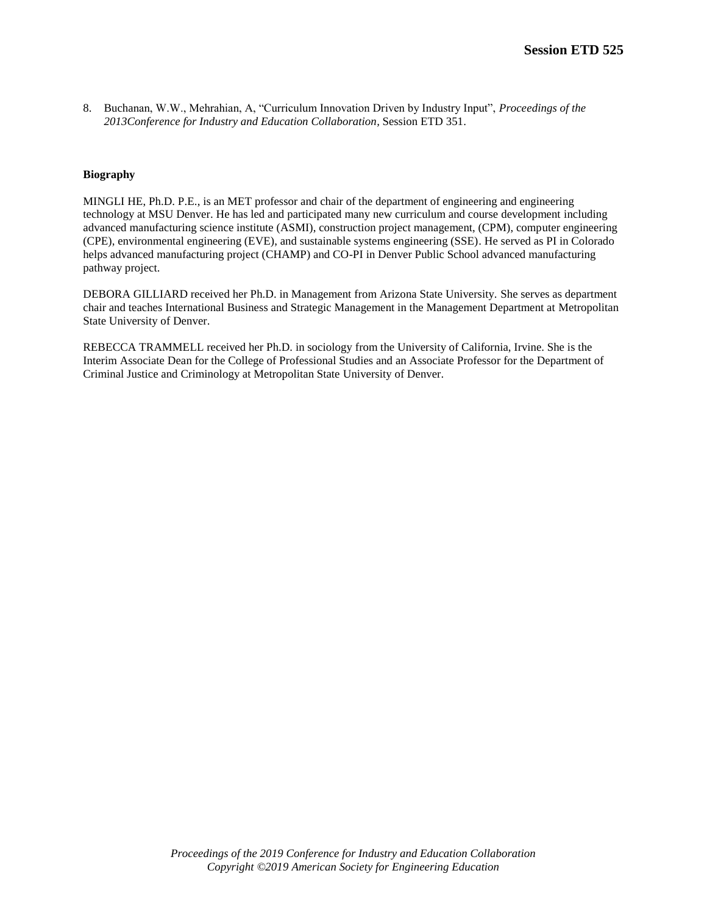8. Buchanan, W.W., Mehrahian, A, "Curriculum Innovation Driven by Industry Input", *Proceedings of the 2013Conference for Industry and Education Collaboration*, Session ETD 351.

**Biography**

MINGLI HE, Ph.D. P.E., is an MET professor and chair of the department of engineering and engineering technology at MSU Denver. He has led and participated many new curriculum and course development including advanced manufacturing science institute (ASMI), construction project management, (CPM), computer engineering (CPE), environmental engineering (EVE), and sustainable systems engineering (SSE). He served as PI in Colorado helps advanced manufacturing project (CHAMP) and CO-PI in Denver Public School advanced manufacturing pathway project.

DEBORA GILLIARD received her Ph.D. in Management from Arizona State University. She serves as department chair and teaches International Business and Strategic Management in the Management Department at Metropolitan State University of Denver.

REBECCA TRAMMELL received her Ph.D. in sociology from the University of California, Irvine. She is the Interim Associate Dean for the College of Professional Studies and an Associate Professor for the Department of Criminal Justice and Criminology at Metropolitan State University of Denver.